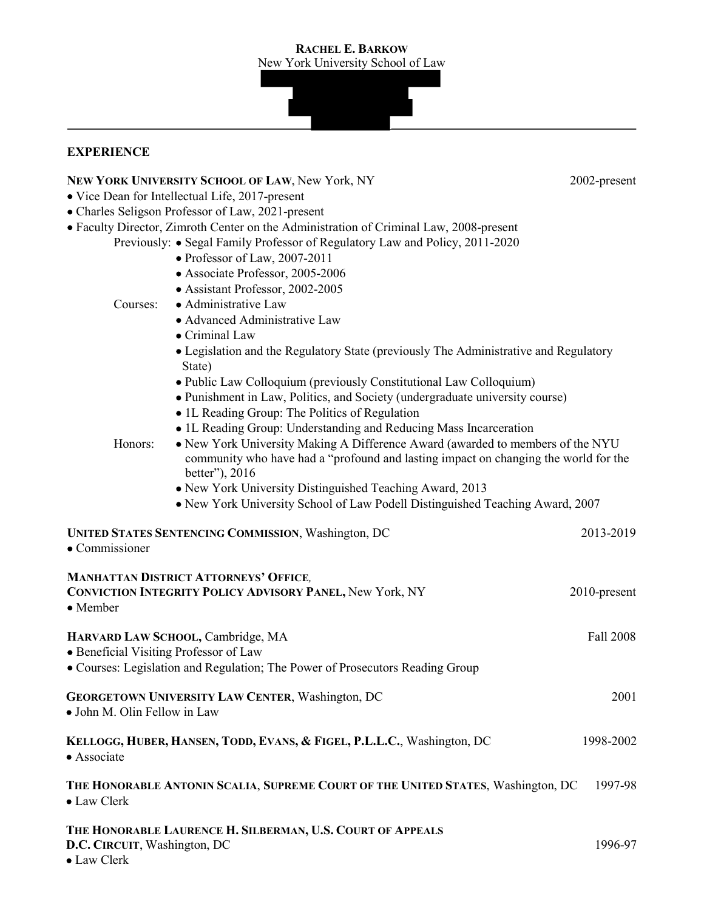# Rachel E. Barkow

New York University School of Law

---

## EXPERIENCE

**NEW YORK UNIVERSITY SCHOOL OF LAW**, New York, NY — 2002-present

- Vice Dean for Intellectual Life, 2017-present
- Charles Seligson Professor of Law, 2021-present
- Faculty Director, Zimroth Center on the Administration of Criminal Law, 2008-present

Previously:
- Segal Family Professor of Regulatory Law and Policy, 2011-2020
- Professor of Law, 2007-2011
- Associate Professor, 2005-2006
- Assistant Professor, 2002-2005

Courses:
- Administrative Law
- Advanced Administrative Law
- Criminal Law
- Legislation and the Regulatory State (previously The Administrative and Regulatory State)
- Public Law Colloquium (previously Constitutional Law Colloquium)
- Punishment in Law, Politics, and Society (undergraduate university course)
- 1L Reading Group: The Politics of Regulation
- 1L Reading Group: Understanding and Reducing Mass Incarceration

Honors:
- New York University Making A Difference Award (awarded to members of the NYU community who have had a "profound and lasting impact on changing the world for the better"), 2016
- New York University Distinguished Teaching Award, 2013
- New York University School of Law Podell Distinguished Teaching Award, 2007

**UNITED STATES SENTENCING COMMISSION**, Washington, DC — 2013-2019

- Commissioner

**MANHATTAN DISTRICT ATTORNEYS' OFFICE, CONVICTION INTEGRITY POLICY ADVISORY PANEL,** New York, NY — 2010-present

- Member

**HARVARD LAW SCHOOL,** Cambridge, MA — Fall 2008

- Beneficial Visiting Professor of Law
- Courses: Legislation and Regulation; The Power of Prosecutors Reading Group

**GEORGETOWN UNIVERSITY LAW CENTER**, Washington, DC — 2001

- John M. Olin Fellow in Law

**KELLOGG, HUBER, HANSEN, TODD, EVANS, & FIGEL, P.L.L.C.**, Washington, DC — 1998-2002

- Associate

**THE HONORABLE ANTONIN SCALIA**, **SUPREME COURT OF THE UNITED STATES**, Washington, DC — 1997-98

- Law Clerk

**THE HONORABLE LAURENCE H. SILBERMAN, U.S. COURT OF APPEALS D.C. CIRCUIT**, Washington, DC — 1996-97

- Law Clerk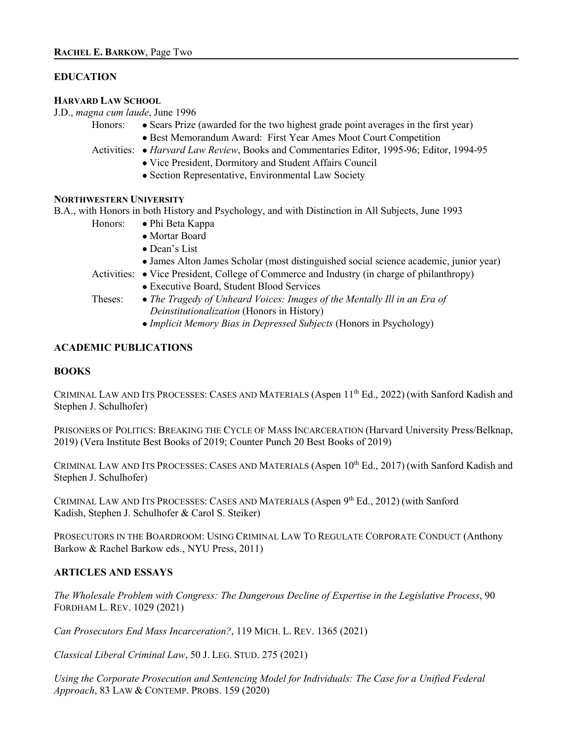## EDUCATION

**HARVARD LAW SCHOOL**

J.D., *magna cum laude*, June 1996

Honors:
- Sears Prize (awarded for the two highest grade point averages in the first year)
- Best Memorandum Award: First Year Ames Moot Court Competition

Activities:
- *Harvard Law Review*, Books and Commentaries Editor, 1995-96; Editor, 1994-95
- Vice President, Dormitory and Student Affairs Council
- Section Representative, Environmental Law Society

**NORTHWESTERN UNIVERSITY**

B.A., with Honors in both History and Psychology, and with Distinction in All Subjects, June 1993

Honors:
- Phi Beta Kappa
- Mortar Board
- Dean's List
- James Alton James Scholar (most distinguished social science academic, junior year)

Activities:
- Vice President, College of Commerce and Industry (in charge of philanthropy)
- Executive Board, Student Blood Services

Theses:
- *The Tragedy of Unheard Voices: Images of the Mentally Ill in an Era of Deinstitutionalization* (Honors in History)
- *Implicit Memory Bias in Depressed Subjects* (Honors in Psychology)

## ACADEMIC PUBLICATIONS

### BOOKS

CRIMINAL LAW AND ITS PROCESSES: CASES AND MATERIALS (Aspen 11th Ed., 2022) (with Sanford Kadish and Stephen J. Schulhofer)

PRISONERS OF POLITICS: BREAKING THE CYCLE OF MASS INCARCERATION (Harvard University Press/Belknap, 2019) (Vera Institute Best Books of 2019; Counter Punch 20 Best Books of 2019)

CRIMINAL LAW AND ITS PROCESSES: CASES AND MATERIALS (Aspen 10th Ed., 2017) (with Sanford Kadish and Stephen J. Schulhofer)

CRIMINAL LAW AND ITS PROCESSES: CASES AND MATERIALS (Aspen 9th Ed., 2012) (with Sanford Kadish, Stephen J. Schulhofer & Carol S. Steiker)

PROSECUTORS IN THE BOARDROOM: USING CRIMINAL LAW TO REGULATE CORPORATE CONDUCT (Anthony Barkow & Rachel Barkow eds., NYU Press, 2011)

### ARTICLES AND ESSAYS

*The Wholesale Problem with Congress: The Dangerous Decline of Expertise in the Legislative Process*, 90 FORDHAM L. REV. 1029 (2021)

*Can Prosecutors End Mass Incarceration?*, 119 MICH. L. REV. 1365 (2021)

*Classical Liberal Criminal Law*, 50 J. LEG. STUD. 275 (2021)

*Using the Corporate Prosecution and Sentencing Model for Individuals: The Case for a Unified Federal Approach*, 83 LAW & CONTEMP. PROBS. 159 (2020)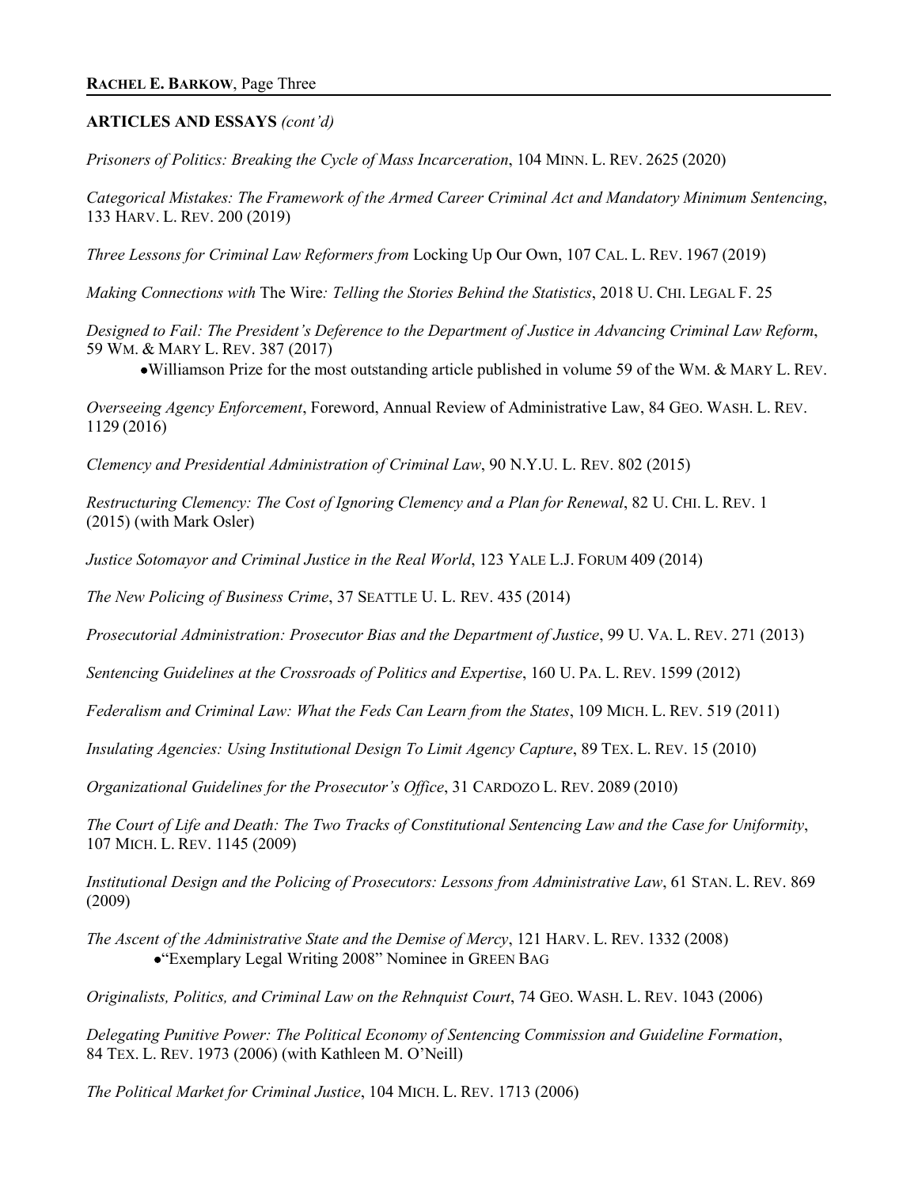**ARTICLES AND ESSAYS** *(cont'd)*

*Prisoners of Politics: Breaking the Cycle of Mass Incarceration*, 104 MINN. L. REV. 2625 (2020)

*Categorical Mistakes: The Framework of the Armed Career Criminal Act and Mandatory Minimum Sentencing*, 133 HARV. L. REV. 200 (2019)

*Three Lessons for Criminal Law Reformers from* Locking Up Our Own, 107 CAL. L. REV. 1967 (2019)

*Making Connections with* The Wire*: Telling the Stories Behind the Statistics*, 2018 U. CHI. LEGAL F. 25

*Designed to Fail: The President's Deference to the Department of Justice in Advancing Criminal Law Reform*, 59 WM. & MARY L. REV. 387 (2017)

- Williamson Prize for the most outstanding article published in volume 59 of the WM. & MARY L. REV.

*Overseeing Agency Enforcement*, Foreword, Annual Review of Administrative Law, 84 GEO. WASH. L. REV. 1129 (2016)

*Clemency and Presidential Administration of Criminal Law*, 90 N.Y.U. L. REV. 802 (2015)

*Restructuring Clemency: The Cost of Ignoring Clemency and a Plan for Renewal*, 82 U. CHI. L. REV. 1 (2015) (with Mark Osler)

*Justice Sotomayor and Criminal Justice in the Real World*, 123 YALE L.J. FORUM 409 (2014)

*The New Policing of Business Crime*, 37 SEATTLE U. L. REV. 435 (2014)

*Prosecutorial Administration: Prosecutor Bias and the Department of Justice*, 99 U. VA. L. REV. 271 (2013)

*Sentencing Guidelines at the Crossroads of Politics and Expertise*, 160 U. PA. L. REV. 1599 (2012)

*Federalism and Criminal Law: What the Feds Can Learn from the States*, 109 MICH. L. REV. 519 (2011)

*Insulating Agencies: Using Institutional Design To Limit Agency Capture*, 89 TEX. L. REV. 15 (2010)

*Organizational Guidelines for the Prosecutor's Office*, 31 CARDOZO L. REV. 2089 (2010)

*The Court of Life and Death: The Two Tracks of Constitutional Sentencing Law and the Case for Uniformity*, 107 MICH. L. REV. 1145 (2009)

*Institutional Design and the Policing of Prosecutors: Lessons from Administrative Law*, 61 STAN. L. REV. 869 (2009)

*The Ascent of the Administrative State and the Demise of Mercy*, 121 HARV. L. REV. 1332 (2008)

- "Exemplary Legal Writing 2008" Nominee in GREEN BAG

*Originalists, Politics, and Criminal Law on the Rehnquist Court*, 74 GEO. WASH. L. REV. 1043 (2006)

*Delegating Punitive Power: The Political Economy of Sentencing Commission and Guideline Formation*, 84 TEX. L. REV. 1973 (2006) (with Kathleen M. O'Neill)

*The Political Market for Criminal Justice*, 104 MICH. L. REV. 1713 (2006)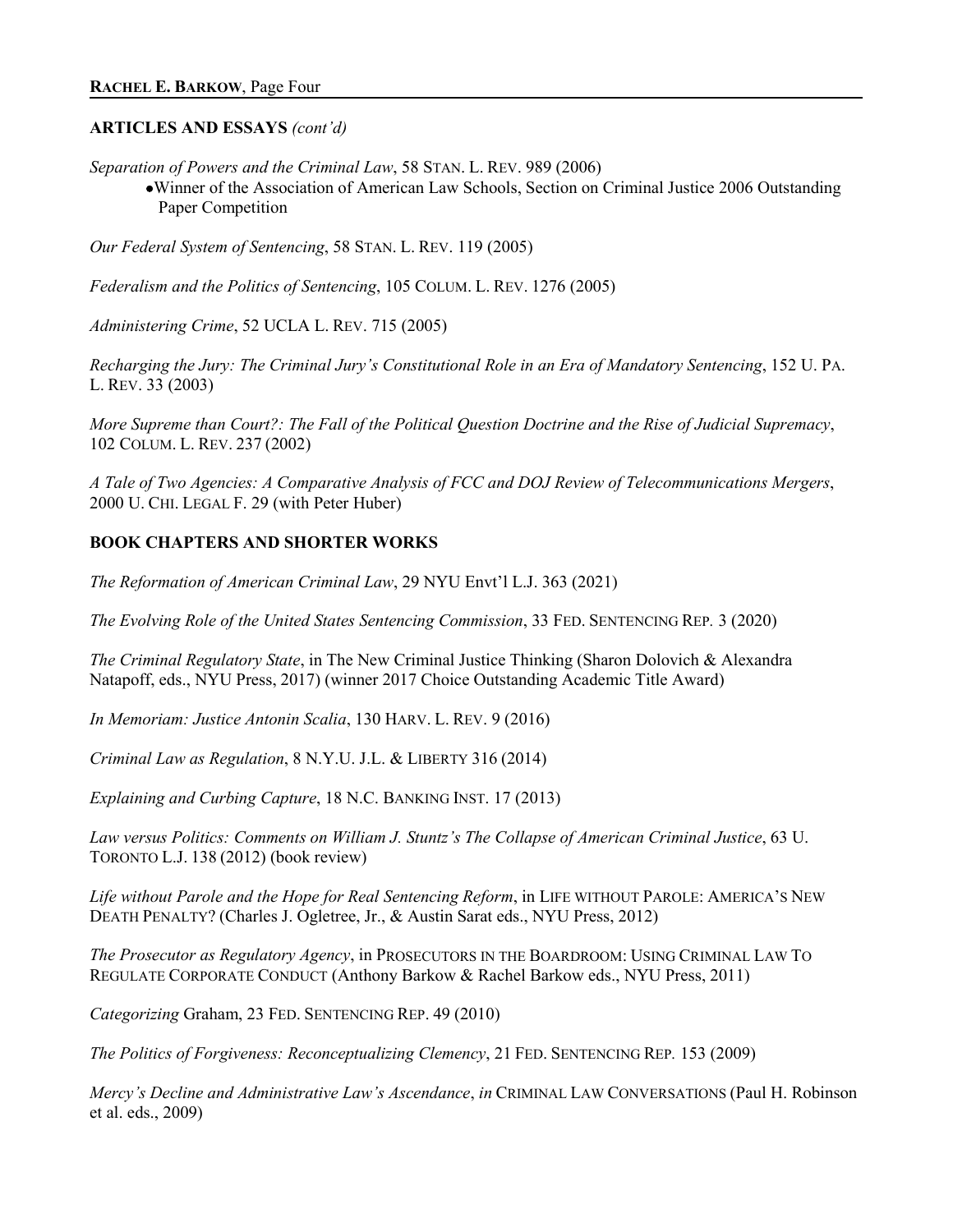## ARTICLES AND ESSAYS *(cont'd)*

*Separation of Powers and the Criminal Law*, 58 STAN. L. REV. 989 (2006)

- Winner of the Association of American Law Schools, Section on Criminal Justice 2006 Outstanding Paper Competition

*Our Federal System of Sentencing*, 58 STAN. L. REV. 119 (2005)

*Federalism and the Politics of Sentencing*, 105 COLUM. L. REV. 1276 (2005)

*Administering Crime*, 52 UCLA L. REV. 715 (2005)

*Recharging the Jury: The Criminal Jury's Constitutional Role in an Era of Mandatory Sentencing*, 152 U. PA. L. REV. 33 (2003)

*More Supreme than Court?: The Fall of the Political Question Doctrine and the Rise of Judicial Supremacy*, 102 COLUM. L. REV. 237 (2002)

*A Tale of Two Agencies: A Comparative Analysis of FCC and DOJ Review of Telecommunications Mergers*, 2000 U. CHI. LEGAL F. 29 (with Peter Huber)

## BOOK CHAPTERS AND SHORTER WORKS

*The Reformation of American Criminal Law*, 29 NYU Envt'l L.J. 363 (2021)

*The Evolving Role of the United States Sentencing Commission*, 33 FED. SENTENCING REP. 3 (2020)

*The Criminal Regulatory State*, in The New Criminal Justice Thinking (Sharon Dolovich & Alexandra Natapoff, eds., NYU Press, 2017) (winner 2017 Choice Outstanding Academic Title Award)

*In Memoriam: Justice Antonin Scalia*, 130 HARV. L. REV. 9 (2016)

*Criminal Law as Regulation*, 8 N.Y.U. J.L. & LIBERTY 316 (2014)

*Explaining and Curbing Capture*, 18 N.C. BANKING INST. 17 (2013)

*Law versus Politics: Comments on William J. Stuntz's The Collapse of American Criminal Justice*, 63 U. TORONTO L.J. 138 (2012) (book review)

*Life without Parole and the Hope for Real Sentencing Reform*, in LIFE WITHOUT PAROLE: AMERICA'S NEW DEATH PENALTY? (Charles J. Ogletree, Jr., & Austin Sarat eds., NYU Press, 2012)

*The Prosecutor as Regulatory Agency*, in PROSECUTORS IN THE BOARDROOM: USING CRIMINAL LAW TO REGULATE CORPORATE CONDUCT (Anthony Barkow & Rachel Barkow eds., NYU Press, 2011)

*Categorizing* Graham, 23 FED. SENTENCING REP. 49 (2010)

*The Politics of Forgiveness: Reconceptualizing Clemency*, 21 FED. SENTENCING REP. 153 (2009)

*Mercy's Decline and Administrative Law's Ascendance*, *in* CRIMINAL LAW CONVERSATIONS (Paul H. Robinson et al. eds., 2009)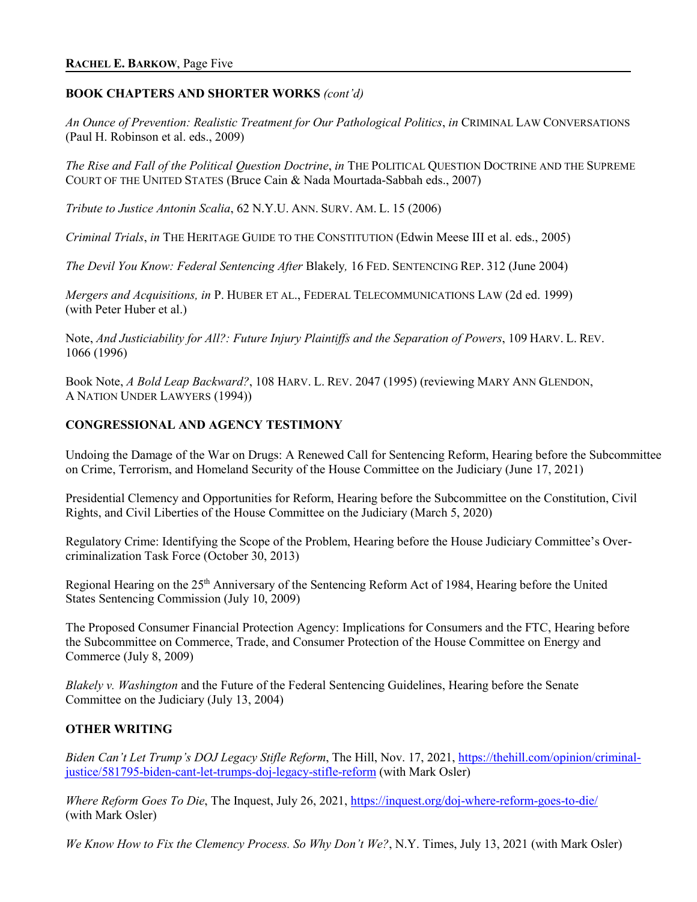## BOOK CHAPTERS AND SHORTER WORKS *(cont'd)*

*An Ounce of Prevention: Realistic Treatment for Our Pathological Politics*, *in* CRIMINAL LAW CONVERSATIONS (Paul H. Robinson et al. eds., 2009)

*The Rise and Fall of the Political Question Doctrine*, *in* THE POLITICAL QUESTION DOCTRINE AND THE SUPREME COURT OF THE UNITED STATES (Bruce Cain & Nada Mourtada-Sabbah eds., 2007)

*Tribute to Justice Antonin Scalia*, 62 N.Y.U. ANN. SURV. AM. L. 15 (2006)

*Criminal Trials*, *in* THE HERITAGE GUIDE TO THE CONSTITUTION (Edwin Meese III et al. eds., 2005)

*The Devil You Know: Federal Sentencing After* Blakely*,* 16 FED. SENTENCING REP. 312 (June 2004)

*Mergers and Acquisitions, in* P. HUBER ET AL., FEDERAL TELECOMMUNICATIONS LAW (2d ed. 1999) (with Peter Huber et al.)

Note, *And Justiciability for All?: Future Injury Plaintiffs and the Separation of Powers*, 109 HARV. L. REV. 1066 (1996)

Book Note, *A Bold Leap Backward?*, 108 HARV. L. REV. 2047 (1995) (reviewing MARY ANN GLENDON, A NATION UNDER LAWYERS (1994))

## CONGRESSIONAL AND AGENCY TESTIMONY

Undoing the Damage of the War on Drugs: A Renewed Call for Sentencing Reform, Hearing before the Subcommittee on Crime, Terrorism, and Homeland Security of the House Committee on the Judiciary (June 17, 2021)

Presidential Clemency and Opportunities for Reform, Hearing before the Subcommittee on the Constitution, Civil Rights, and Civil Liberties of the House Committee on the Judiciary (March 5, 2020)

Regulatory Crime: Identifying the Scope of the Problem, Hearing before the House Judiciary Committee's Over-criminalization Task Force (October 30, 2013)

Regional Hearing on the 25th Anniversary of the Sentencing Reform Act of 1984, Hearing before the United States Sentencing Commission (July 10, 2009)

The Proposed Consumer Financial Protection Agency: Implications for Consumers and the FTC, Hearing before the Subcommittee on Commerce, Trade, and Consumer Protection of the House Committee on Energy and Commerce (July 8, 2009)

*Blakely v. Washington* and the Future of the Federal Sentencing Guidelines, Hearing before the Senate Committee on the Judiciary (July 13, 2004)

## OTHER WRITING

*Biden Can't Let Trump's DOJ Legacy Stifle Reform*, The Hill, Nov. 17, 2021, https://thehill.com/opinion/criminal-justice/581795-biden-cant-let-trumps-doj-legacy-stifle-reform (with Mark Osler)

*Where Reform Goes To Die*, The Inquest, July 26, 2021, https://inquest.org/doj-where-reform-goes-to-die/ (with Mark Osler)

*We Know How to Fix the Clemency Process. So Why Don't We?*, N.Y. Times, July 13, 2021 (with Mark Osler)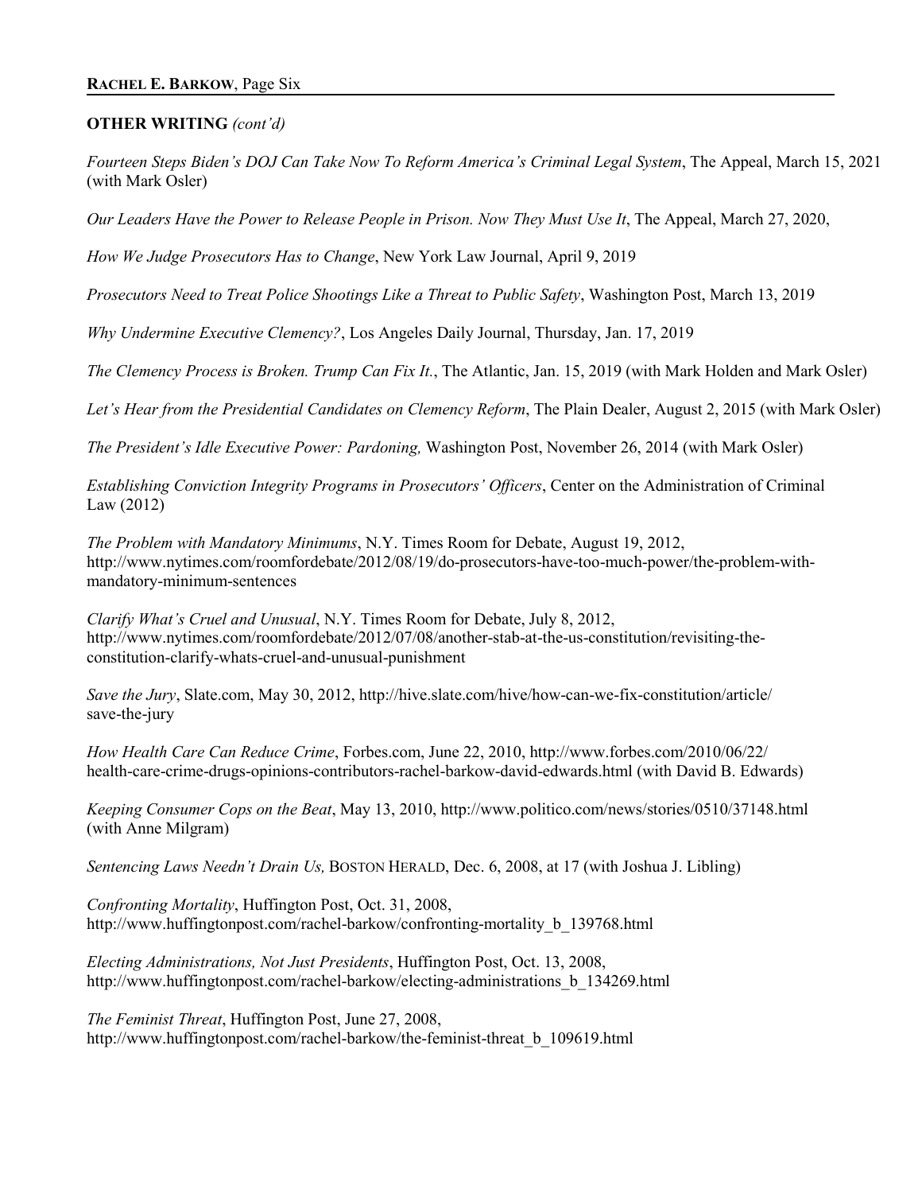**OTHER WRITING** *(cont'd)*

*Fourteen Steps Biden's DOJ Can Take Now To Reform America's Criminal Legal System*, The Appeal, March 15, 2021 (with Mark Osler)

*Our Leaders Have the Power to Release People in Prison. Now They Must Use It*, The Appeal, March 27, 2020,

*How We Judge Prosecutors Has to Change*, New York Law Journal, April 9, 2019

*Prosecutors Need to Treat Police Shootings Like a Threat to Public Safety*, Washington Post, March 13, 2019

*Why Undermine Executive Clemency?*, Los Angeles Daily Journal, Thursday, Jan. 17, 2019

*The Clemency Process is Broken. Trump Can Fix It.*, The Atlantic, Jan. 15, 2019 (with Mark Holden and Mark Osler)

*Let's Hear from the Presidential Candidates on Clemency Reform*, The Plain Dealer, August 2, 2015 (with Mark Osler)

*The President's Idle Executive Power: Pardoning,* Washington Post, November 26, 2014 (with Mark Osler)

*Establishing Conviction Integrity Programs in Prosecutors' Officers*, Center on the Administration of Criminal Law (2012)

*The Problem with Mandatory Minimums*, N.Y. Times Room for Debate, August 19, 2012, http://www.nytimes.com/roomfordebate/2012/08/19/do-prosecutors-have-too-much-power/the-problem-with-mandatory-minimum-sentences

*Clarify What's Cruel and Unusual*, N.Y. Times Room for Debate, July 8, 2012, http://www.nytimes.com/roomfordebate/2012/07/08/another-stab-at-the-us-constitution/revisiting-the-constitution-clarify-whats-cruel-and-unusual-punishment

*Save the Jury*, Slate.com, May 30, 2012, http://hive.slate.com/hive/how-can-we-fix-constitution/article/save-the-jury

*How Health Care Can Reduce Crime*, Forbes.com, June 22, 2010, http://www.forbes.com/2010/06/22/health-care-crime-drugs-opinions-contributors-rachel-barkow-david-edwards.html (with David B. Edwards)

*Keeping Consumer Cops on the Beat*, May 13, 2010, http://www.politico.com/news/stories/0510/37148.html (with Anne Milgram)

*Sentencing Laws Needn't Drain Us,* BOSTON HERALD, Dec. 6, 2008, at 17 (with Joshua J. Libling)

*Confronting Mortality*, Huffington Post, Oct. 31, 2008, http://www.huffingtonpost.com/rachel-barkow/confronting-mortality_b_139768.html

*Electing Administrations, Not Just Presidents*, Huffington Post, Oct. 13, 2008, http://www.huffingtonpost.com/rachel-barkow/electing-administrations_b_134269.html

*The Feminist Threat*, Huffington Post, June 27, 2008, http://www.huffingtonpost.com/rachel-barkow/the-feminist-threat_b_109619.html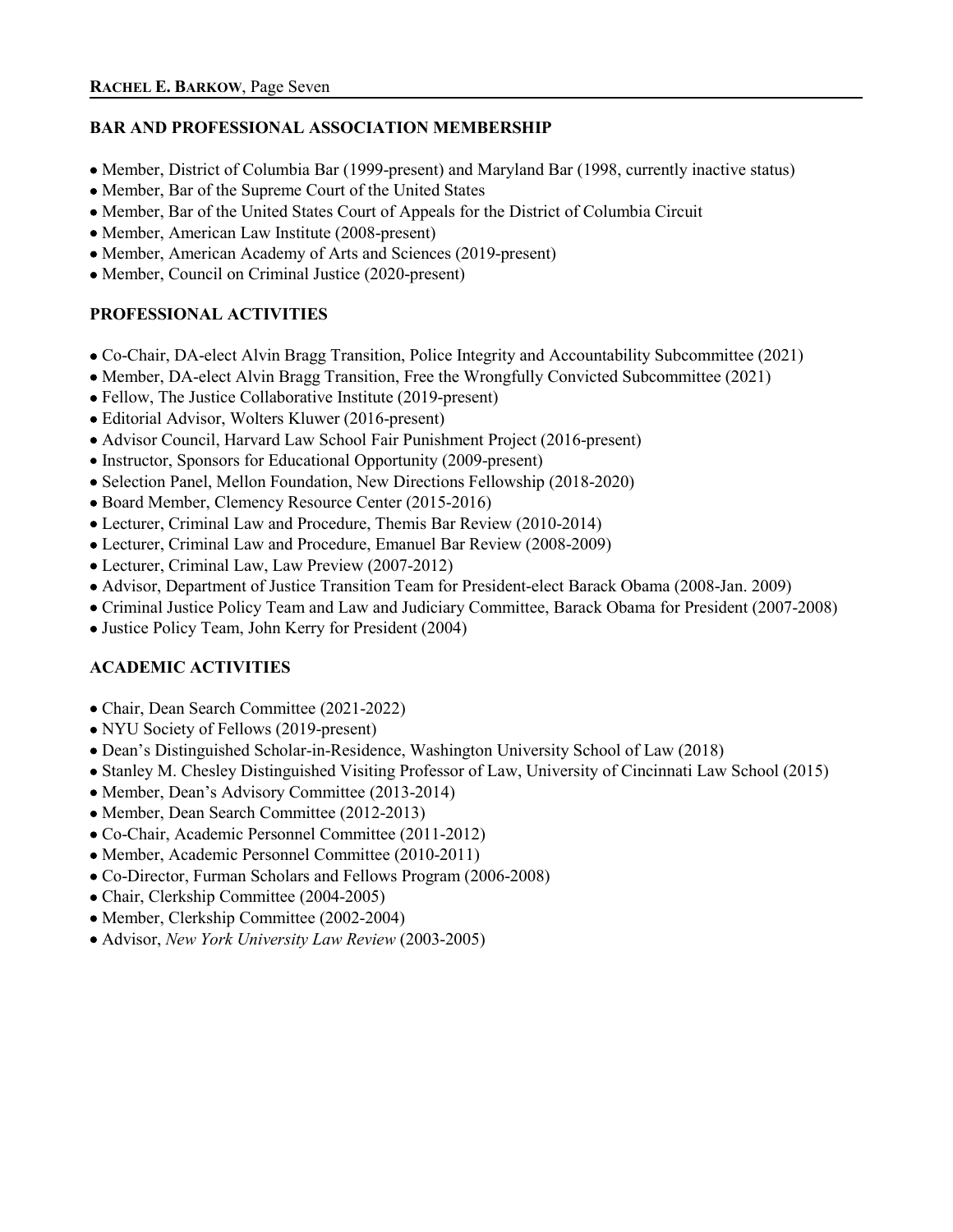## BAR AND PROFESSIONAL ASSOCIATION MEMBERSHIP

- Member, District of Columbia Bar (1999-present) and Maryland Bar (1998, currently inactive status)
- Member, Bar of the Supreme Court of the United States
- Member, Bar of the United States Court of Appeals for the District of Columbia Circuit
- Member, American Law Institute (2008-present)
- Member, American Academy of Arts and Sciences (2019-present)
- Member, Council on Criminal Justice (2020-present)

## PROFESSIONAL ACTIVITIES

- Co-Chair, DA-elect Alvin Bragg Transition, Police Integrity and Accountability Subcommittee (2021)
- Member, DA-elect Alvin Bragg Transition, Free the Wrongfully Convicted Subcommittee (2021)
- Fellow, The Justice Collaborative Institute (2019-present)
- Editorial Advisor, Wolters Kluwer (2016-present)
- Advisor Council, Harvard Law School Fair Punishment Project (2016-present)
- Instructor, Sponsors for Educational Opportunity (2009-present)
- Selection Panel, Mellon Foundation, New Directions Fellowship (2018-2020)
- Board Member, Clemency Resource Center (2015-2016)
- Lecturer, Criminal Law and Procedure, Themis Bar Review (2010-2014)
- Lecturer, Criminal Law and Procedure, Emanuel Bar Review (2008-2009)
- Lecturer, Criminal Law, Law Preview (2007-2012)
- Advisor, Department of Justice Transition Team for President-elect Barack Obama (2008-Jan. 2009)
- Criminal Justice Policy Team and Law and Judiciary Committee, Barack Obama for President (2007-2008)
- Justice Policy Team, John Kerry for President (2004)

## ACADEMIC ACTIVITIES

- Chair, Dean Search Committee (2021-2022)
- NYU Society of Fellows (2019-present)
- Dean's Distinguished Scholar-in-Residence, Washington University School of Law (2018)
- Stanley M. Chesley Distinguished Visiting Professor of Law, University of Cincinnati Law School (2015)
- Member, Dean's Advisory Committee (2013-2014)
- Member, Dean Search Committee (2012-2013)
- Co-Chair, Academic Personnel Committee (2011-2012)
- Member, Academic Personnel Committee (2010-2011)
- Co-Director, Furman Scholars and Fellows Program (2006-2008)
- Chair, Clerkship Committee (2004-2005)
- Member, Clerkship Committee (2002-2004)
- Advisor, *New York University Law Review* (2003-2005)